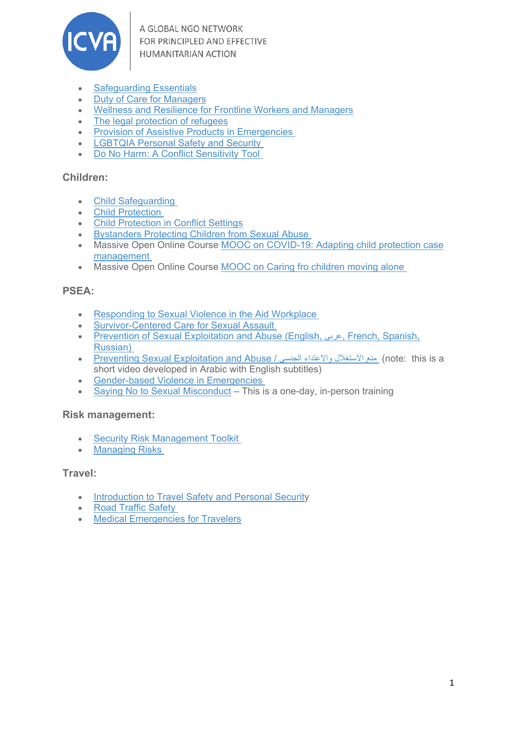A GLOBAL NGO NETWORK
FOR PRINCIPLED AND EFFECTIVE
HUMANITARIAN ACTION

- Safeguarding Essentials
- Duty of Care for Managers
- Wellness and Resilience for Frontline Workers and Managers
- The legal protection of refugees
- Provision of Assistive Products in Emergencies
- LGBTQIA Personal Safety and Security
- Do No Harm: A Conflict Sensitivity Tool

**Children:**

- Child Safeguarding
- Child Protection
- Child Protection in Conflict Settings
- Bystanders Protecting Children from Sexual Abuse
- Massive Open Online Course MOOC on COVID-19: Adapting child protection case management
- Massive Open Online Course MOOC on Caring fro children moving alone

**PSEA:**

- Responding to Sexual Violence in the Aid Workplace
- Survivor-Centered Care for Sexual Assault
- Prevention of Sexual Exploitation and Abuse (English, عربى, French, Spanish, Russian)
- Preventing Sexual Exploitation and Abuse / منع الاستغلال والاعتداء الجنسي (note: this is a short video developed in Arabic with English subtitles)
- Gender-based Violence in Emergencies
- Saying No to Sexual Misconduct – This is a one-day, in-person training

**Risk management:**

- Security Risk Management Toolkit
- Managing Risks

**Travel:**

- Introduction to Travel Safety and Personal Security
- Road Traffic Safety
- Medical Emergencies for Travelers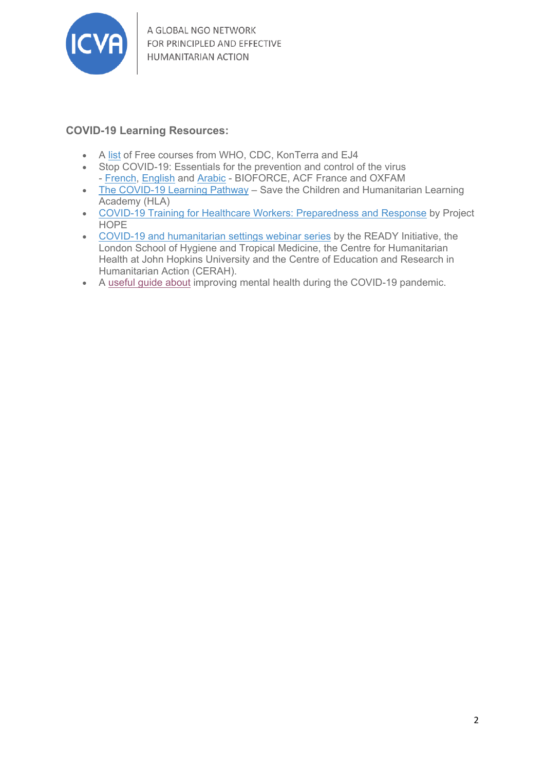**COVID-19 Learning Resources:**

- A list of Free courses from WHO, CDC, KonTerra and EJ4
- Stop COVID-19: Essentials for the prevention and control of the virus - French, English and Arabic - BIOFORCE, ACF France and OXFAM
- The COVID-19 Learning Pathway – Save the Children and Humanitarian Learning Academy (HLA)
- COVID-19 Training for Healthcare Workers: Preparedness and Response by Project HOPE
- COVID-19 and humanitarian settings webinar series by the READY Initiative, the London School of Hygiene and Tropical Medicine, the Centre for Humanitarian Health at John Hopkins University and the Centre of Education and Research in Humanitarian Action (CERAH).
- A useful guide about improving mental health during the COVID-19 pandemic.